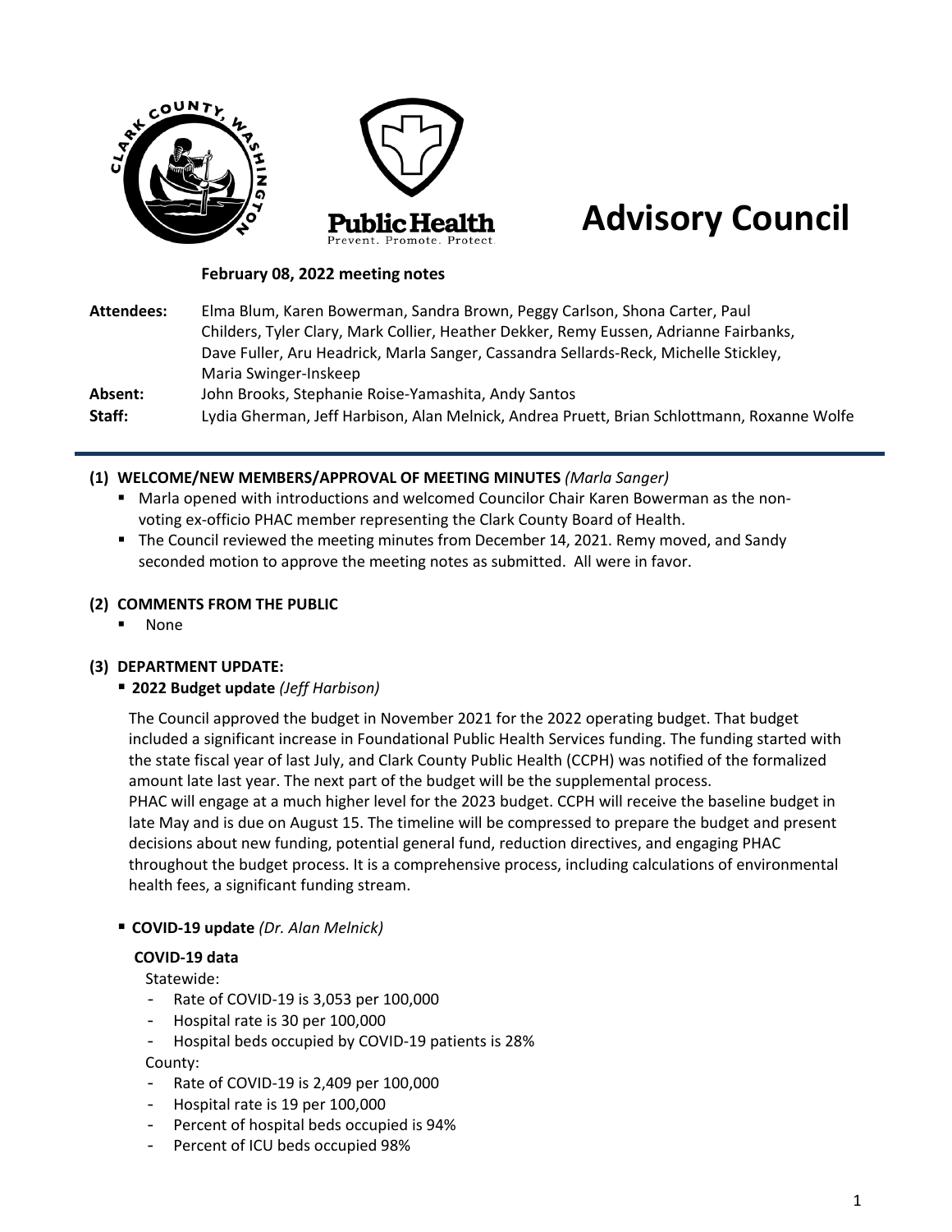# Advisory Council

**February 08, 2022 meeting notes**

**Attendees:** Elma Blum, Karen Bowerman, Sandra Brown, Peggy Carlson, Shona Carter, Paul Childers, Tyler Clary, Mark Collier, Heather Dekker, Remy Eussen, Adrianne Fairbanks, Dave Fuller, Aru Headrick, Marla Sanger, Cassandra Sellards-Reck, Michelle Stickley, Maria Swinger-Inskeep

**Absent:** John Brooks, Stephanie Roise-Yamashita, Andy Santos

**Staff:** Lydia Gherman, Jeff Harbison, Alan Melnick, Andrea Pruett, Brian Schlottmann, Roxanne Wolfe

---

## (1) WELCOME/NEW MEMBERS/APPROVAL OF MEETING MINUTES *(Marla Sanger)*

- Marla opened with introductions and welcomed Councilor Chair Karen Bowerman as the non-voting ex-officio PHAC member representing the Clark County Board of Health.
- The Council reviewed the meeting minutes from December 14, 2021. Remy moved, and Sandy seconded motion to approve the meeting notes as submitted. All were in favor.

## (2) COMMENTS FROM THE PUBLIC

- None

## (3) DEPARTMENT UPDATE:

- **2022 Budget update** *(Jeff Harbison)*

The Council approved the budget in November 2021 for the 2022 operating budget. That budget included a significant increase in Foundational Public Health Services funding. The funding started with the state fiscal year of last July, and Clark County Public Health (CCPH) was notified of the formalized amount late last year. The next part of the budget will be the supplemental process.
PHAC will engage at a much higher level for the 2023 budget. CCPH will receive the baseline budget in late May and is due on August 15. The timeline will be compressed to prepare the budget and present decisions about new funding, potential general fund, reduction directives, and engaging PHAC throughout the budget process. It is a comprehensive process, including calculations of environmental health fees, a significant funding stream.

- **COVID-19 update** *(Dr. Alan Melnick)*

**COVID-19 data**

Statewide:

- Rate of COVID-19 is 3,053 per 100,000
- Hospital rate is 30 per 100,000
- Hospital beds occupied by COVID-19 patients is 28%

County:

- Rate of COVID-19 is 2,409 per 100,000
- Hospital rate is 19 per 100,000
- Percent of hospital beds occupied is 94%
- Percent of ICU beds occupied 98%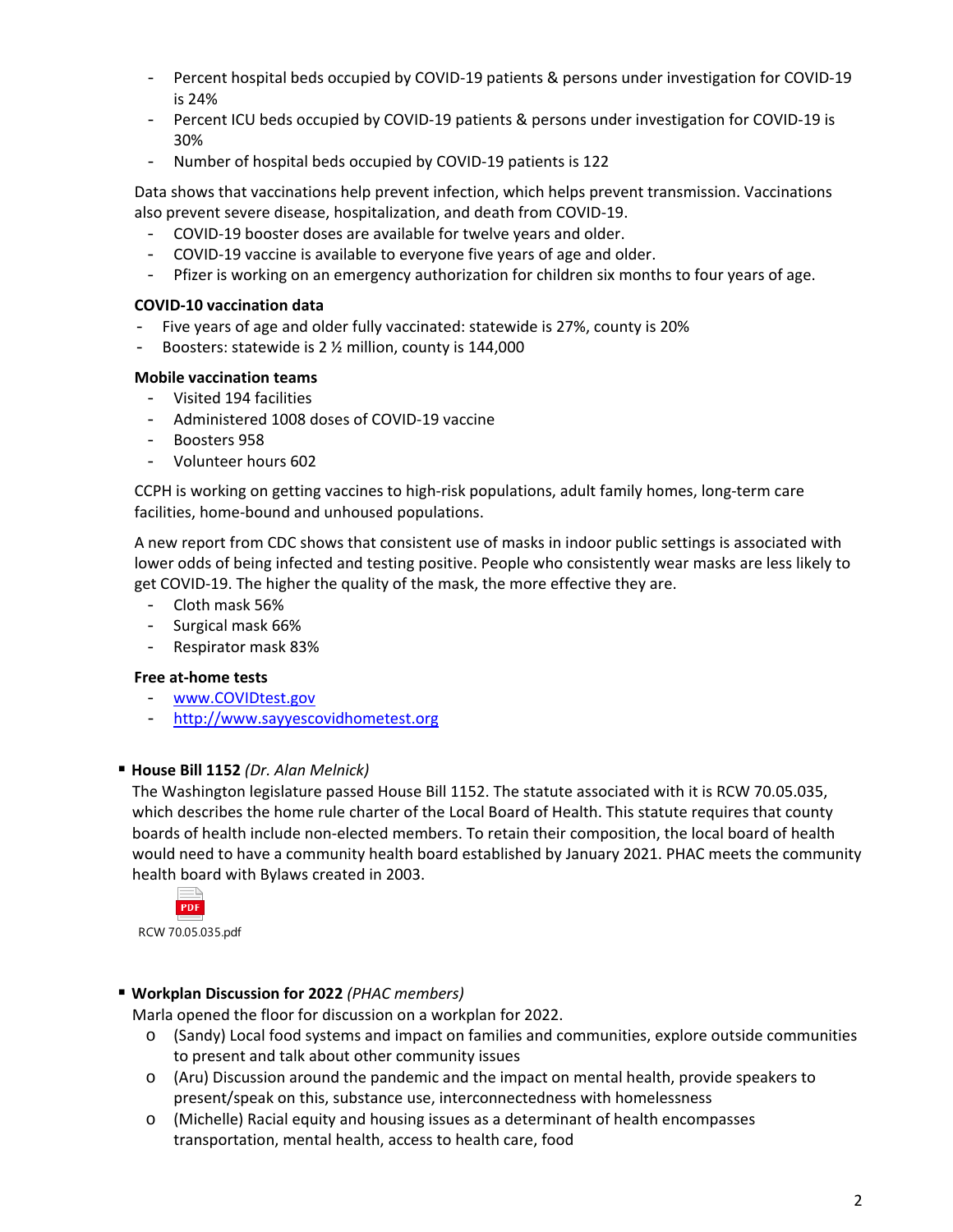- Percent hospital beds occupied by COVID-19 patients & persons under investigation for COVID-19 is 24%
- Percent ICU beds occupied by COVID-19 patients & persons under investigation for COVID-19 is 30%
- Number of hospital beds occupied by COVID-19 patients is 122

Data shows that vaccinations help prevent infection, which helps prevent transmission. Vaccinations also prevent severe disease, hospitalization, and death from COVID-19.

- COVID-19 booster doses are available for twelve years and older.
- COVID-19 vaccine is available to everyone five years of age and older.
- Pfizer is working on an emergency authorization for children six months to four years of age.

**COVID-10 vaccination data**

- Five years of age and older fully vaccinated: statewide is 27%, county is 20%
- Boosters: statewide is 2 ½ million, county is 144,000

**Mobile vaccination teams**

- Visited 194 facilities
- Administered 1008 doses of COVID-19 vaccine
- Boosters 958
- Volunteer hours 602

CCPH is working on getting vaccines to high-risk populations, adult family homes, long-term care facilities, home-bound and unhoused populations.

A new report from CDC shows that consistent use of masks in indoor public settings is associated with lower odds of being infected and testing positive. People who consistently wear masks are less likely to get COVID-19. The higher the quality of the mask, the more effective they are.

- Cloth mask 56%
- Surgical mask 66%
- Respirator mask 83%

**Free at-home tests**

- www.COVIDtest.gov
- http://www.sayyescovidhometest.org

- **House Bill 1152** *(Dr. Alan Melnick)*

  The Washington legislature passed House Bill 1152. The statute associated with it is RCW 70.05.035, which describes the home rule charter of the Local Board of Health. This statute requires that county boards of health include non-elected members. To retain their composition, the local board of health would need to have a community health board established by January 2021. PHAC meets the community health board with Bylaws created in 2003.

  RCW 70.05.035.pdf

- **Workplan Discussion for 2022** *(PHAC members)*

  Marla opened the floor for discussion on a workplan for 2022.

  - (Sandy) Local food systems and impact on families and communities, explore outside communities to present and talk about other community issues
  - (Aru) Discussion around the pandemic and the impact on mental health, provide speakers to present/speak on this, substance use, interconnectedness with homelessness
  - (Michelle) Racial equity and housing issues as a determinant of health encompasses transportation, mental health, access to health care, food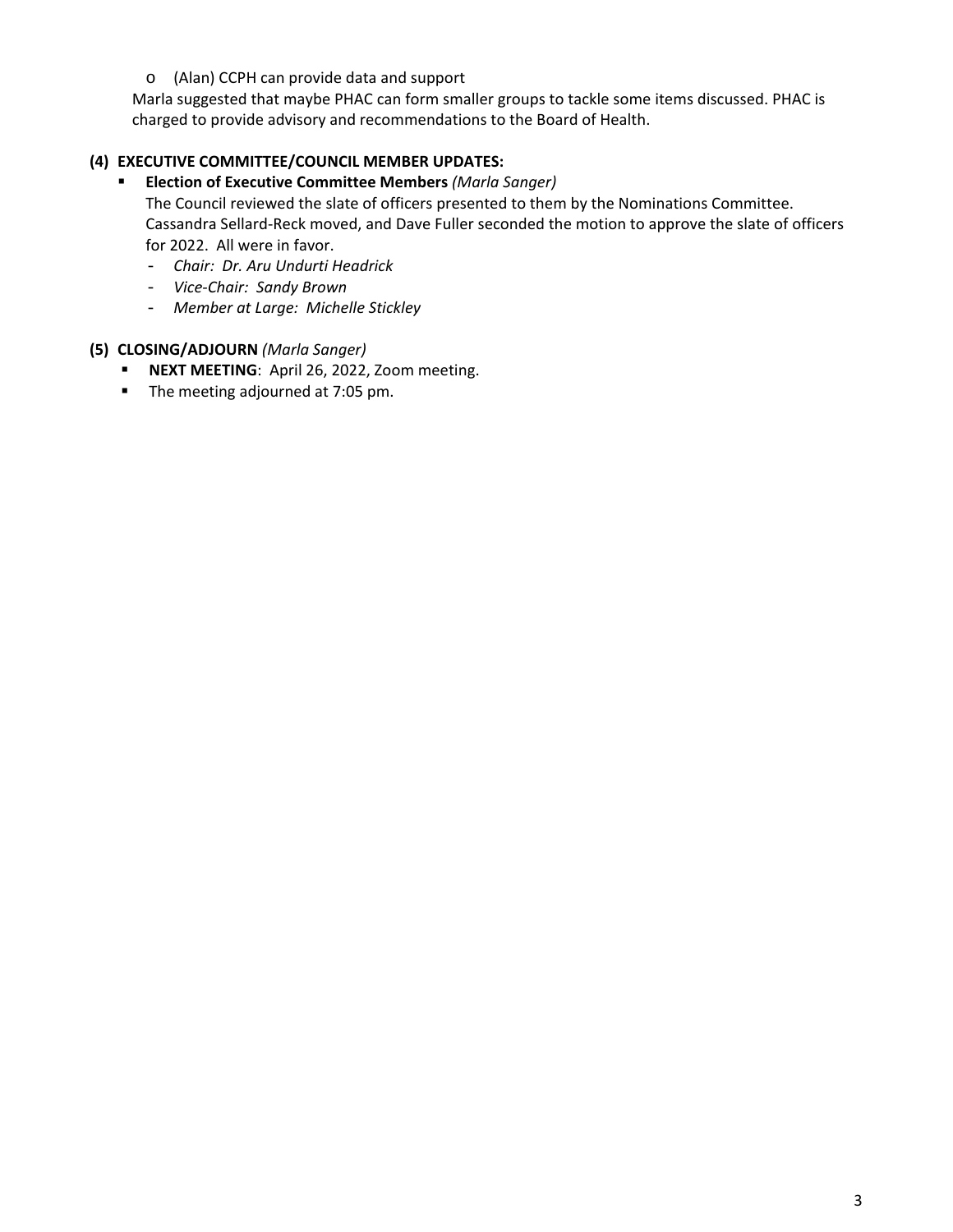- (Alan) CCPH can provide data and support

Marla suggested that maybe PHAC can form smaller groups to tackle some items discussed. PHAC is charged to provide advisory and recommendations to the Board of Health.

**(4) EXECUTIVE COMMITTEE/COUNCIL MEMBER UPDATES:**

- **Election of Executive Committee Members** *(Marla Sanger)*
  The Council reviewed the slate of officers presented to them by the Nominations Committee. Cassandra Sellard-Reck moved, and Dave Fuller seconded the motion to approve the slate of officers for 2022. All were in favor.
  - *Chair: Dr. Aru Undurti Headrick*
  - *Vice-Chair: Sandy Brown*
  - *Member at Large: Michelle Stickley*

**(5) CLOSING/ADJOURN** *(Marla Sanger)*

- **NEXT MEETING**: April 26, 2022, Zoom meeting.
- The meeting adjourned at 7:05 pm.